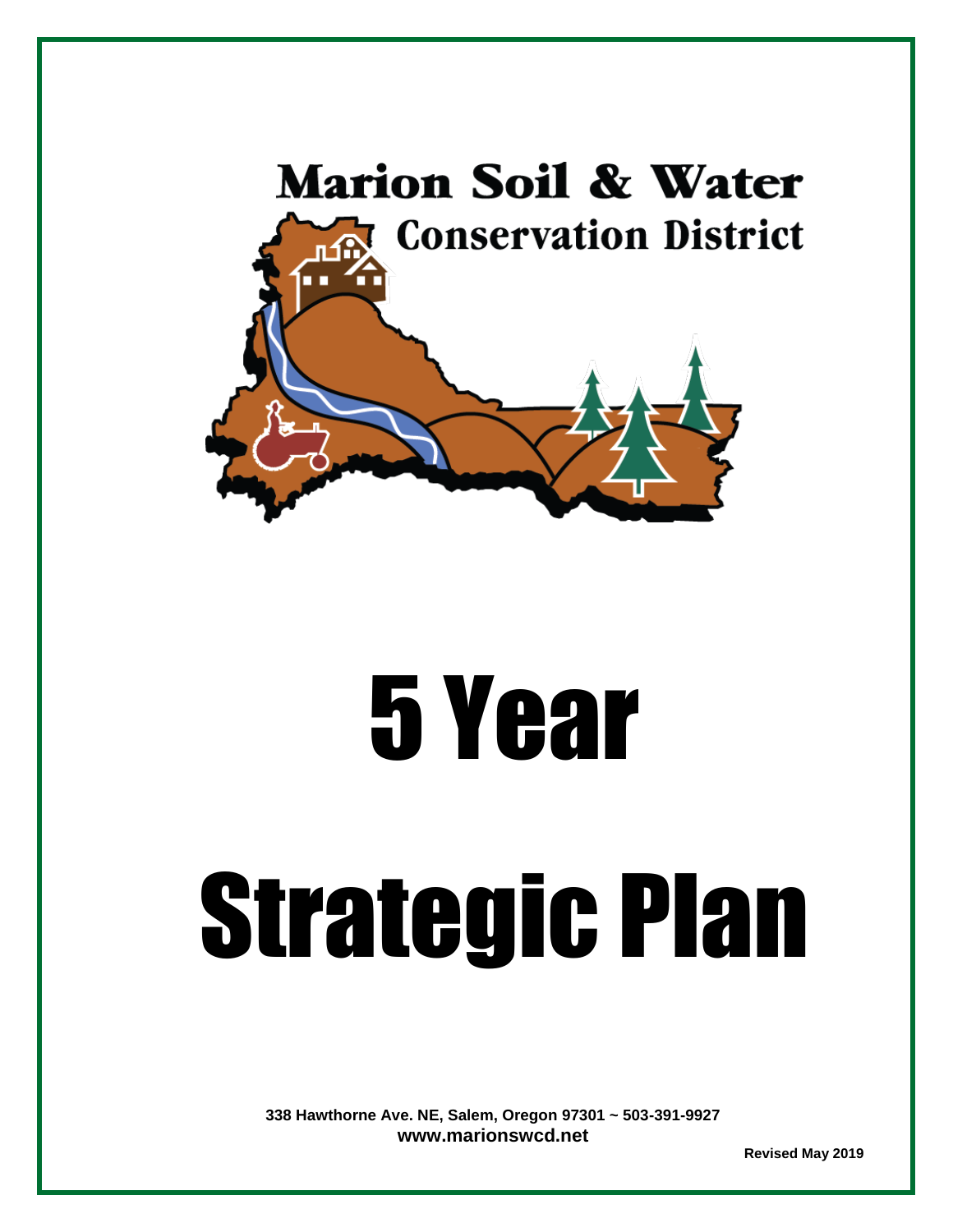Marion Soil & Water Conservation District

# 5 Year Strategic Plan

**338 Hawthorne Ave. NE, Salem, Oregon 97301 ~ 503-391-9927**
**www.marionswcd.net**

**Revised May 2019**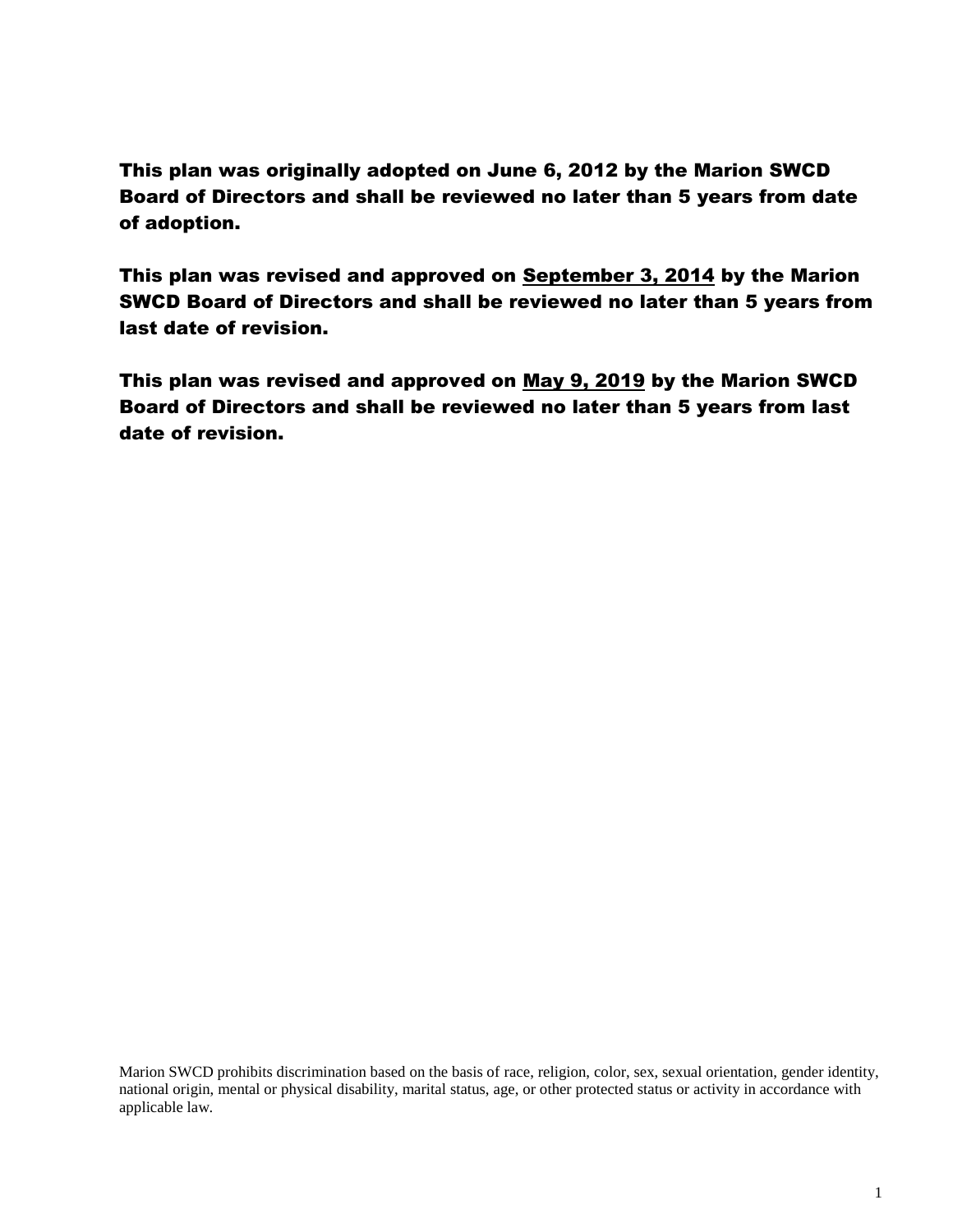**This plan was originally adopted on June 6, 2012 by the Marion SWCD Board of Directors and shall be reviewed no later than 5 years from date of adoption.**

**This plan was revised and approved on <u>September 3, 2014</u> by the Marion SWCD Board of Directors and shall be reviewed no later than 5 years from last date of revision.**

**This plan was revised and approved on <u>May 9, 2019</u> by the Marion SWCD Board of Directors and shall be reviewed no later than 5 years from last date of revision.**

Marion SWCD prohibits discrimination based on the basis of race, religion, color, sex, sexual orientation, gender identity, national origin, mental or physical disability, marital status, age, or other protected status or activity in accordance with applicable law.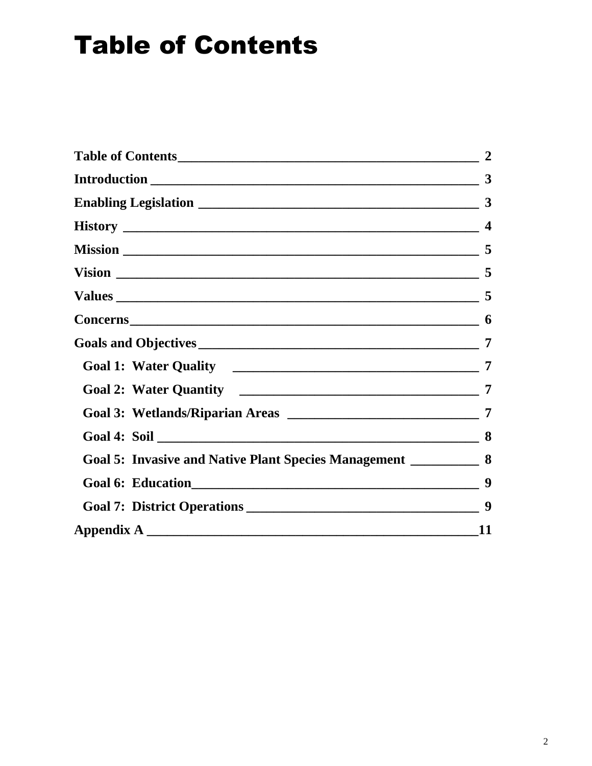# Table of Contents

| | |
|---|---|
| **Table of Contents** | **2** |
| **Introduction** | **3** |
| **Enabling Legislation** | **3** |
| **History** | **4** |
| **Mission** | **5** |
| **Vision** | **5** |
| **Values** | **5** |
| **Concerns** | **6** |
| **Goals and Objectives** | **7** |
| **Goal 1: Water Quality** | **7** |
| **Goal 2: Water Quantity** | **7** |
| **Goal 3: Wetlands/Riparian Areas** | **7** |
| **Goal 4: Soil** | **8** |
| **Goal 5: Invasive and Native Plant Species Management** | **8** |
| **Goal 6: Education** | **9** |
| **Goal 7: District Operations** | **9** |
| **Appendix A** | **11** |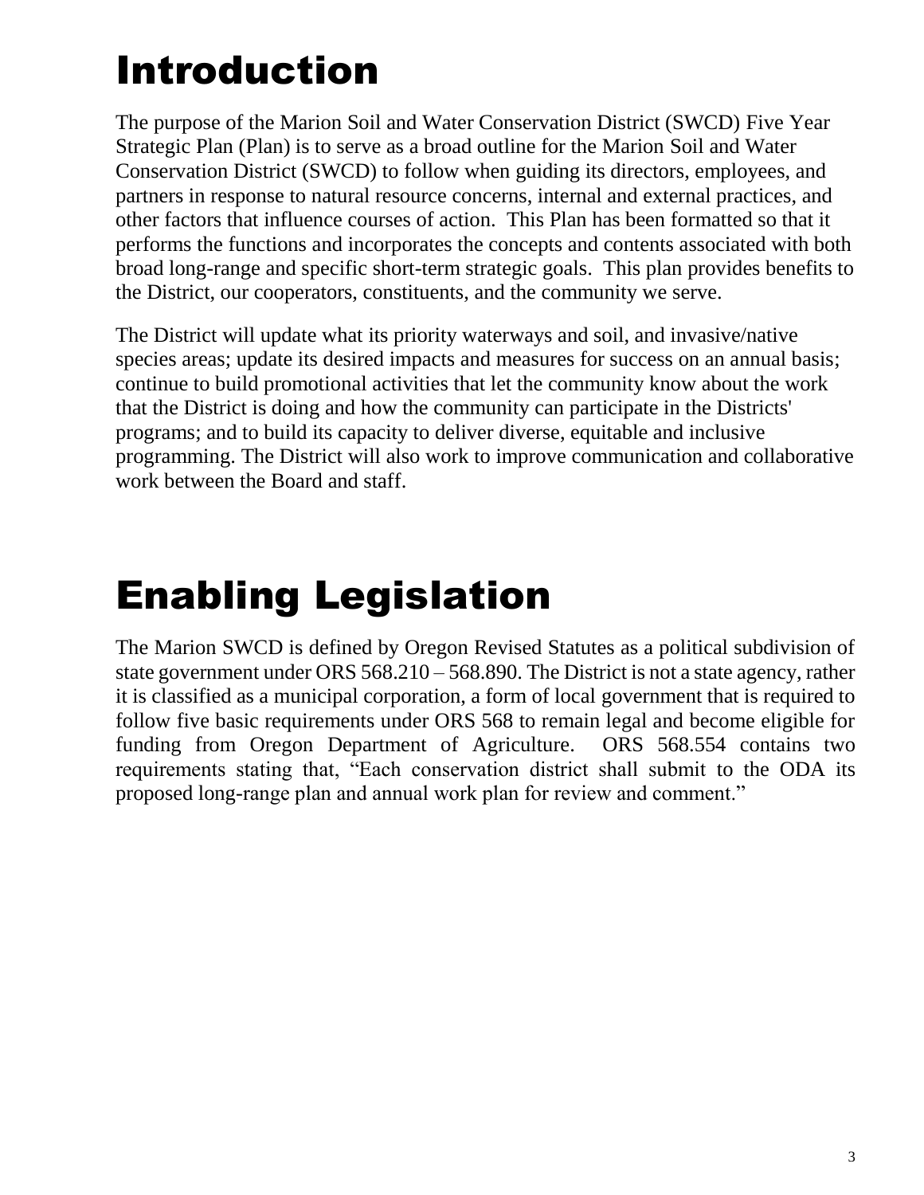# Introduction

The purpose of the Marion Soil and Water Conservation District (SWCD) Five Year Strategic Plan (Plan) is to serve as a broad outline for the Marion Soil and Water Conservation District (SWCD) to follow when guiding its directors, employees, and partners in response to natural resource concerns, internal and external practices, and other factors that influence courses of action. This Plan has been formatted so that it performs the functions and incorporates the concepts and contents associated with both broad long-range and specific short-term strategic goals. This plan provides benefits to the District, our cooperators, constituents, and the community we serve.

The District will update what its priority waterways and soil, and invasive/native species areas; update its desired impacts and measures for success on an annual basis; continue to build promotional activities that let the community know about the work that the District is doing and how the community can participate in the Districts' programs; and to build its capacity to deliver diverse, equitable and inclusive programming. The District will also work to improve communication and collaborative work between the Board and staff.

# Enabling Legislation

The Marion SWCD is defined by Oregon Revised Statutes as a political subdivision of state government under ORS 568.210 – 568.890. The District is not a state agency, rather it is classified as a municipal corporation, a form of local government that is required to follow five basic requirements under ORS 568 to remain legal and become eligible for funding from Oregon Department of Agriculture. ORS 568.554 contains two requirements stating that, "Each conservation district shall submit to the ODA its proposed long-range plan and annual work plan for review and comment."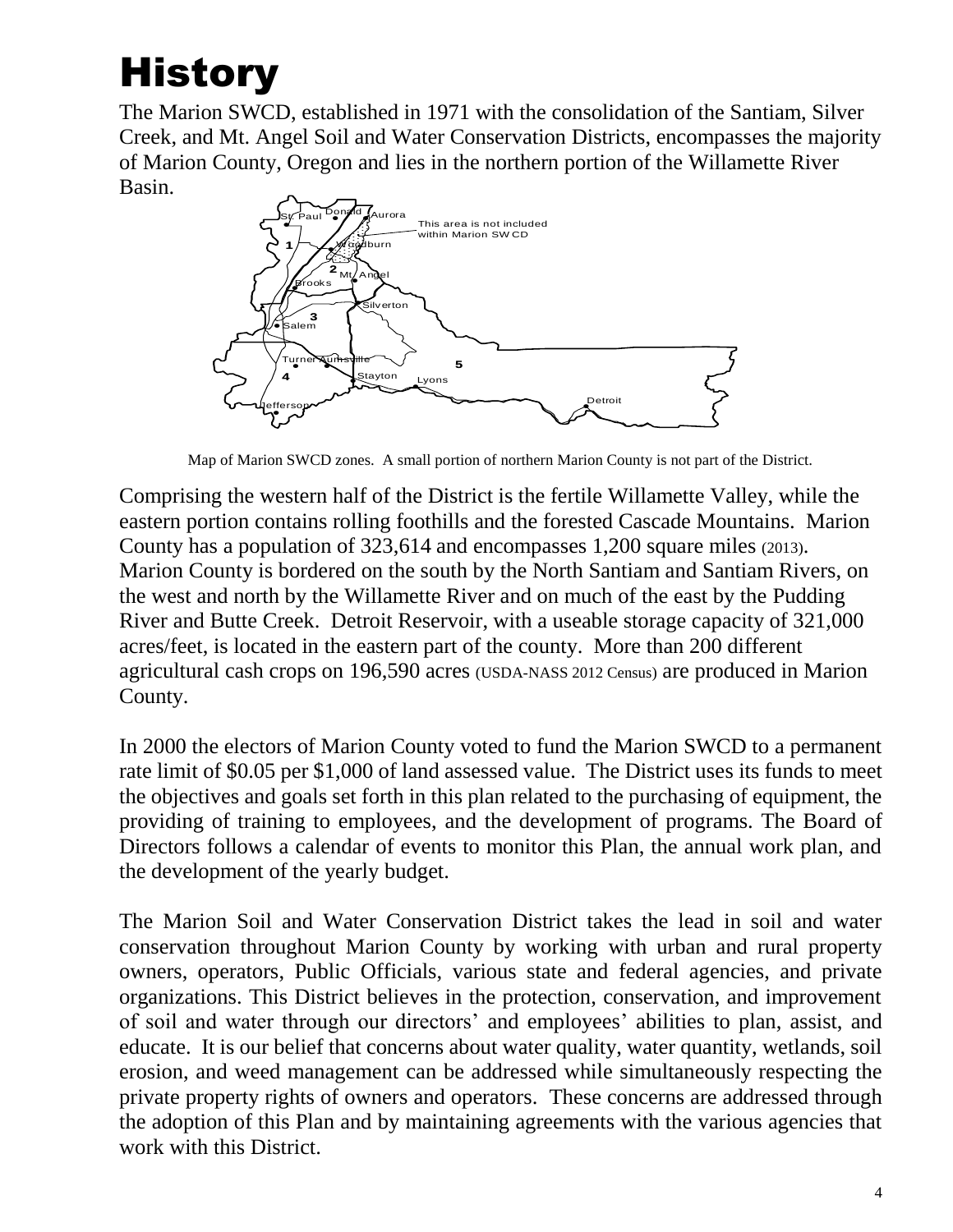# History

The Marion SWCD, established in 1971 with the consolidation of the Santiam, Silver Creek, and Mt. Angel Soil and Water Conservation Districts, encompasses the majority of Marion County, Oregon and lies in the northern portion of the Willamette River Basin.

Map of Marion SWCD zones. A small portion of northern Marion County is not part of the District.

Comprising the western half of the District is the fertile Willamette Valley, while the eastern portion contains rolling foothills and the forested Cascade Mountains. Marion County has a population of 323,614 and encompasses 1,200 square miles (2013). Marion County is bordered on the south by the North Santiam and Santiam Rivers, on the west and north by the Willamette River and on much of the east by the Pudding River and Butte Creek. Detroit Reservoir, with a useable storage capacity of 321,000 acres/feet, is located in the eastern part of the county. More than 200 different agricultural cash crops on 196,590 acres (USDA-NASS 2012 Census) are produced in Marion County.

In 2000 the electors of Marion County voted to fund the Marion SWCD to a permanent rate limit of $0.05 per $1,000 of land assessed value. The District uses its funds to meet the objectives and goals set forth in this plan related to the purchasing of equipment, the providing of training to employees, and the development of programs. The Board of Directors follows a calendar of events to monitor this Plan, the annual work plan, and the development of the yearly budget.

The Marion Soil and Water Conservation District takes the lead in soil and water conservation throughout Marion County by working with urban and rural property owners, operators, Public Officials, various state and federal agencies, and private organizations. This District believes in the protection, conservation, and improvement of soil and water through our directors' and employees' abilities to plan, assist, and educate. It is our belief that concerns about water quality, water quantity, wetlands, soil erosion, and weed management can be addressed while simultaneously respecting the private property rights of owners and operators. These concerns are addressed through the adoption of this Plan and by maintaining agreements with the various agencies that work with this District.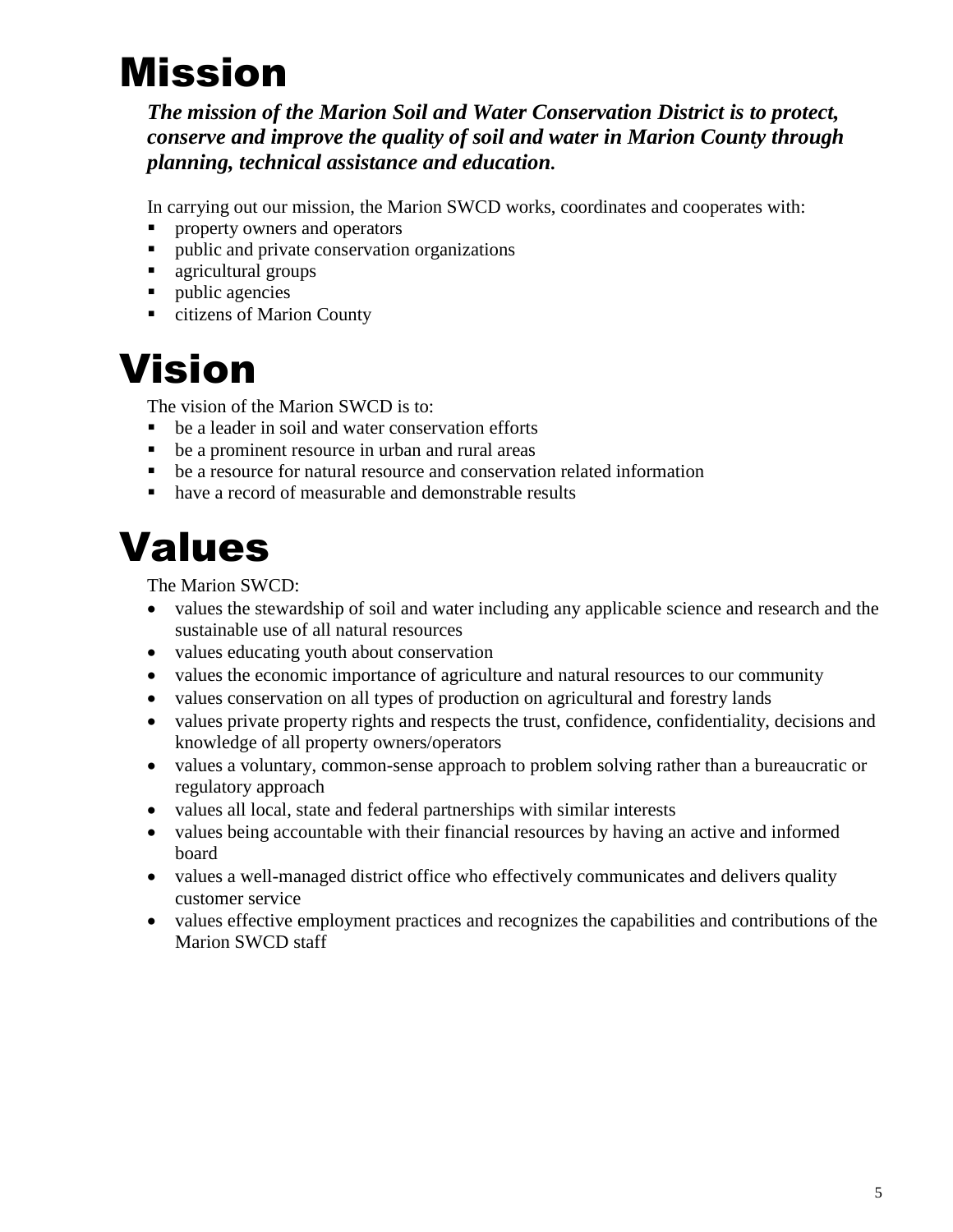# Mission

***The mission of the Marion Soil and Water Conservation District is to protect, conserve and improve the quality of soil and water in Marion County through planning, technical assistance and education.***

In carrying out our mission, the Marion SWCD works, coordinates and cooperates with:

- property owners and operators
- public and private conservation organizations
- agricultural groups
- public agencies
- citizens of Marion County

# Vision

The vision of the Marion SWCD is to:

- be a leader in soil and water conservation efforts
- be a prominent resource in urban and rural areas
- be a resource for natural resource and conservation related information
- have a record of measurable and demonstrable results

# Values

The Marion SWCD:

- values the stewardship of soil and water including any applicable science and research and the sustainable use of all natural resources
- values educating youth about conservation
- values the economic importance of agriculture and natural resources to our community
- values conservation on all types of production on agricultural and forestry lands
- values private property rights and respects the trust, confidence, confidentiality, decisions and knowledge of all property owners/operators
- values a voluntary, common-sense approach to problem solving rather than a bureaucratic or regulatory approach
- values all local, state and federal partnerships with similar interests
- values being accountable with their financial resources by having an active and informed board
- values a well-managed district office who effectively communicates and delivers quality customer service
- values effective employment practices and recognizes the capabilities and contributions of the Marion SWCD staff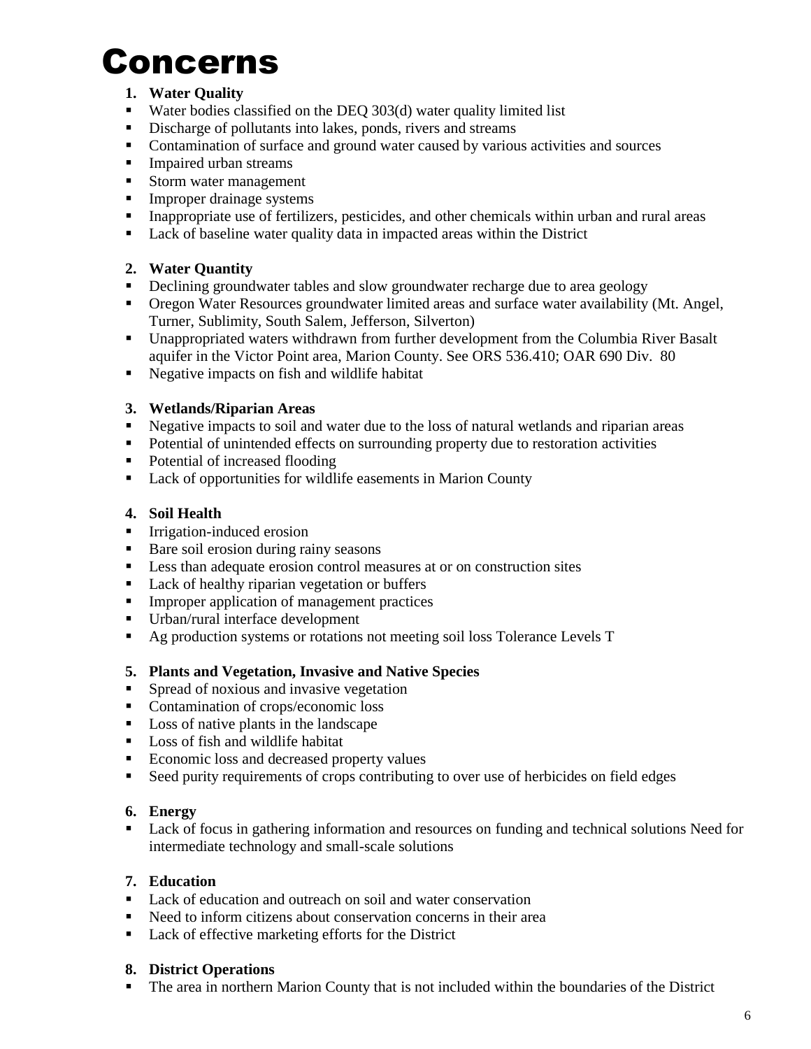# Concerns

1. **Water Quality**

- Water bodies classified on the DEQ 303(d) water quality limited list
- Discharge of pollutants into lakes, ponds, rivers and streams
- Contamination of surface and ground water caused by various activities and sources
- Impaired urban streams
- Storm water management
- Improper drainage systems
- Inappropriate use of fertilizers, pesticides, and other chemicals within urban and rural areas
- Lack of baseline water quality data in impacted areas within the District

2. **Water Quantity**

- Declining groundwater tables and slow groundwater recharge due to area geology
- Oregon Water Resources groundwater limited areas and surface water availability (Mt. Angel, Turner, Sublimity, South Salem, Jefferson, Silverton)
- Unappropriated waters withdrawn from further development from the Columbia River Basalt aquifer in the Victor Point area, Marion County. See ORS 536.410; OAR 690 Div. 80
- Negative impacts on fish and wildlife habitat

3. **Wetlands/Riparian Areas**

- Negative impacts to soil and water due to the loss of natural wetlands and riparian areas
- Potential of unintended effects on surrounding property due to restoration activities
- Potential of increased flooding
- Lack of opportunities for wildlife easements in Marion County

4. **Soil Health**

- Irrigation-induced erosion
- Bare soil erosion during rainy seasons
- Less than adequate erosion control measures at or on construction sites
- Lack of healthy riparian vegetation or buffers
- Improper application of management practices
- Urban/rural interface development
- Ag production systems or rotations not meeting soil loss Tolerance Levels T

5. **Plants and Vegetation, Invasive and Native Species**

- Spread of noxious and invasive vegetation
- Contamination of crops/economic loss
- Loss of native plants in the landscape
- Loss of fish and wildlife habitat
- Economic loss and decreased property values
- Seed purity requirements of crops contributing to over use of herbicides on field edges

6. **Energy**

- Lack of focus in gathering information and resources on funding and technical solutions Need for intermediate technology and small-scale solutions

7. **Education**

- Lack of education and outreach on soil and water conservation
- Need to inform citizens about conservation concerns in their area
- Lack of effective marketing efforts for the District

8. **District Operations**

- The area in northern Marion County that is not included within the boundaries of the District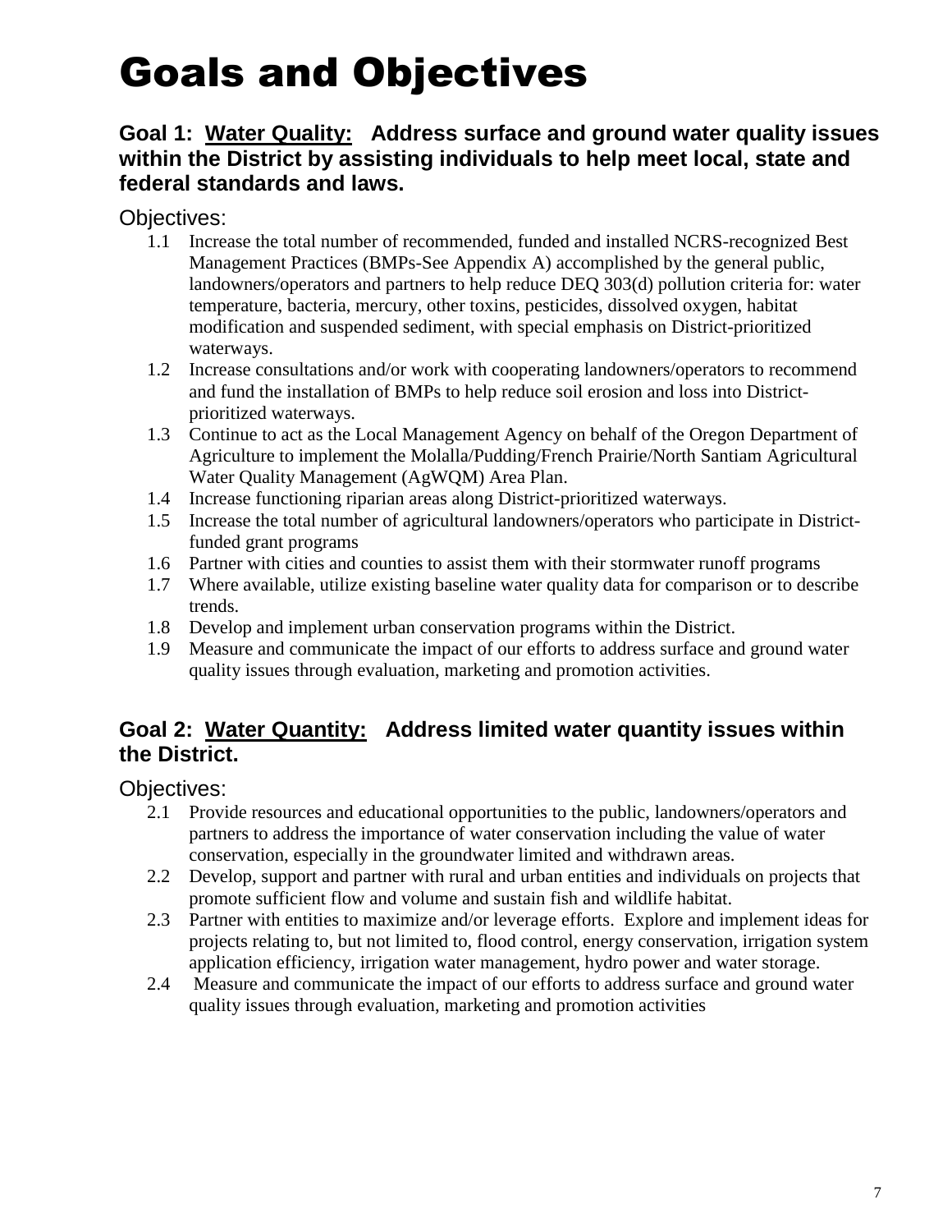# Goals and Objectives

### Goal 1: <u>Water Quality:</u> Address surface and ground water quality issues within the District by assisting individuals to help meet local, state and federal standards and laws.

Objectives:

1.1 Increase the total number of recommended, funded and installed NCRS-recognized Best Management Practices (BMPs-See Appendix A) accomplished by the general public, landowners/operators and partners to help reduce DEQ 303(d) pollution criteria for: water temperature, bacteria, mercury, other toxins, pesticides, dissolved oxygen, habitat modification and suspended sediment, with special emphasis on District-prioritized waterways.

1.2 Increase consultations and/or work with cooperating landowners/operators to recommend and fund the installation of BMPs to help reduce soil erosion and loss into District-prioritized waterways.

1.3 Continue to act as the Local Management Agency on behalf of the Oregon Department of Agriculture to implement the Molalla/Pudding/French Prairie/North Santiam Agricultural Water Quality Management (AgWQM) Area Plan.

1.4 Increase functioning riparian areas along District-prioritized waterways.

1.5 Increase the total number of agricultural landowners/operators who participate in District-funded grant programs

1.6 Partner with cities and counties to assist them with their stormwater runoff programs

1.7 Where available, utilize existing baseline water quality data for comparison or to describe trends.

1.8 Develop and implement urban conservation programs within the District.

1.9 Measure and communicate the impact of our efforts to address surface and ground water quality issues through evaluation, marketing and promotion activities.

### Goal 2: <u>Water Quantity:</u> Address limited water quantity issues within the District.

Objectives:

2.1 Provide resources and educational opportunities to the public, landowners/operators and partners to address the importance of water conservation including the value of water conservation, especially in the groundwater limited and withdrawn areas.

2.2 Develop, support and partner with rural and urban entities and individuals on projects that promote sufficient flow and volume and sustain fish and wildlife habitat.

2.3 Partner with entities to maximize and/or leverage efforts. Explore and implement ideas for projects relating to, but not limited to, flood control, energy conservation, irrigation system application efficiency, irrigation water management, hydro power and water storage.

2.4 Measure and communicate the impact of our efforts to address surface and ground water quality issues through evaluation, marketing and promotion activities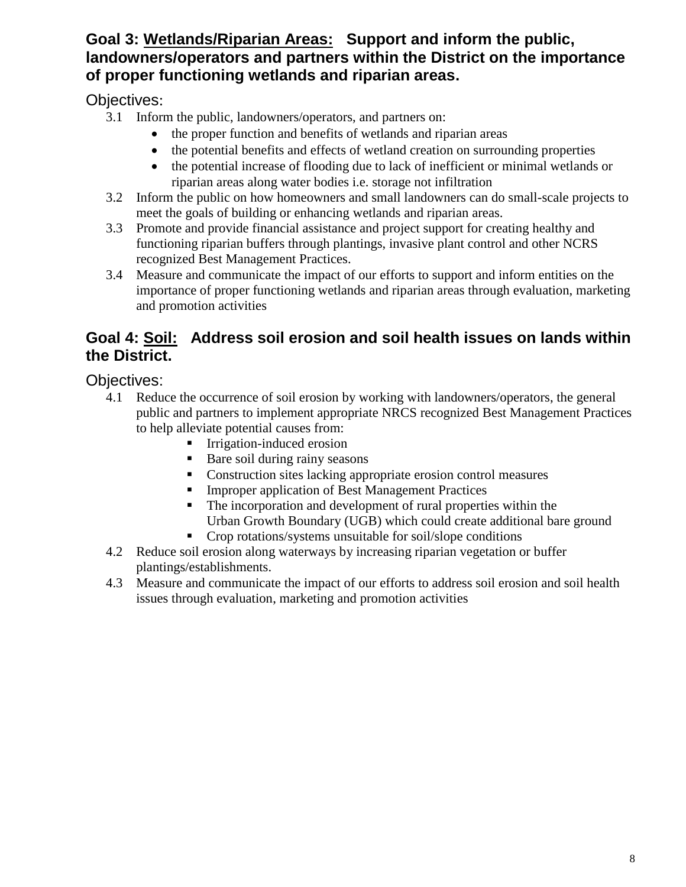## Goal 3: Wetlands/Riparian Areas: Support and inform the public, landowners/operators and partners within the District on the importance of proper functioning wetlands and riparian areas.

Objectives:

3.1 Inform the public, landowners/operators, and partners on:
- the proper function and benefits of wetlands and riparian areas
- the potential benefits and effects of wetland creation on surrounding properties
- the potential increase of flooding due to lack of inefficient or minimal wetlands or riparian areas along water bodies i.e. storage not infiltration

3.2 Inform the public on how homeowners and small landowners can do small-scale projects to meet the goals of building or enhancing wetlands and riparian areas.

3.3 Promote and provide financial assistance and project support for creating healthy and functioning riparian buffers through plantings, invasive plant control and other NCRS recognized Best Management Practices.

3.4 Measure and communicate the impact of our efforts to support and inform entities on the importance of proper functioning wetlands and riparian areas through evaluation, marketing and promotion activities

## Goal 4: Soil: Address soil erosion and soil health issues on lands within the District.

Objectives:

4.1 Reduce the occurrence of soil erosion by working with landowners/operators, the general public and partners to implement appropriate NRCS recognized Best Management Practices to help alleviate potential causes from:
- Irrigation-induced erosion
- Bare soil during rainy seasons
- Construction sites lacking appropriate erosion control measures
- Improper application of Best Management Practices
- The incorporation and development of rural properties within the Urban Growth Boundary (UGB) which could create additional bare ground
- Crop rotations/systems unsuitable for soil/slope conditions

4.2 Reduce soil erosion along waterways by increasing riparian vegetation or buffer plantings/establishments.

4.3 Measure and communicate the impact of our efforts to address soil erosion and soil health issues through evaluation, marketing and promotion activities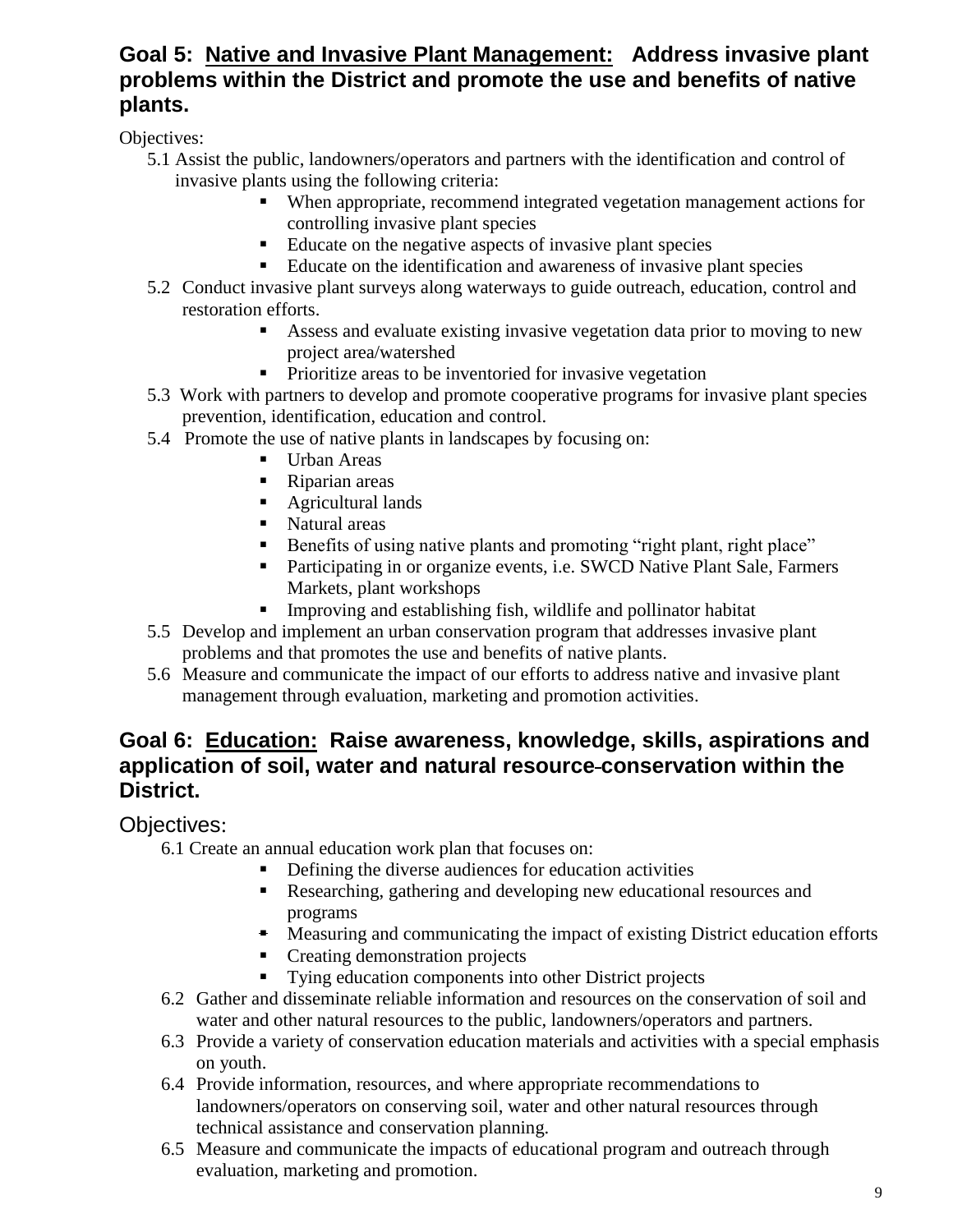## Goal 5: <u>Native and Invasive Plant Management:</u> Address invasive plant problems within the District and promote the use and benefits of native plants.

Objectives:

5.1 Assist the public, landowners/operators and partners with the identification and control of invasive plants using the following criteria:
- When appropriate, recommend integrated vegetation management actions for controlling invasive plant species
- Educate on the negative aspects of invasive plant species
- Educate on the identification and awareness of invasive plant species

5.2 Conduct invasive plant surveys along waterways to guide outreach, education, control and restoration efforts.
- Assess and evaluate existing invasive vegetation data prior to moving to new project area/watershed
- Prioritize areas to be inventoried for invasive vegetation

5.3 Work with partners to develop and promote cooperative programs for invasive plant species prevention, identification, education and control.

5.4 Promote the use of native plants in landscapes by focusing on:
- Urban Areas
- Riparian areas
- Agricultural lands
- Natural areas
- Benefits of using native plants and promoting "right plant, right place"
- Participating in or organize events, i.e. SWCD Native Plant Sale, Farmers Markets, plant workshops
- Improving and establishing fish, wildlife and pollinator habitat

5.5 Develop and implement an urban conservation program that addresses invasive plant problems and that promotes the use and benefits of native plants.

5.6 Measure and communicate the impact of our efforts to address native and invasive plant management through evaluation, marketing and promotion activities.

## Goal 6: <u>Education:</u> Raise awareness, knowledge, skills, aspirations and application of soil, water and natural resource conservation within the District.

Objectives:

6.1 Create an annual education work plan that focuses on:
- Defining the diverse audiences for education activities
- Researching, gathering and developing new educational resources and programs
- Measuring and communicating the impact of existing District education efforts
- Creating demonstration projects
- Tying education components into other District projects

6.2 Gather and disseminate reliable information and resources on the conservation of soil and water and other natural resources to the public, landowners/operators and partners.

6.3 Provide a variety of conservation education materials and activities with a special emphasis on youth.

6.4 Provide information, resources, and where appropriate recommendations to landowners/operators on conserving soil, water and other natural resources through technical assistance and conservation planning.

6.5 Measure and communicate the impacts of educational program and outreach through evaluation, marketing and promotion.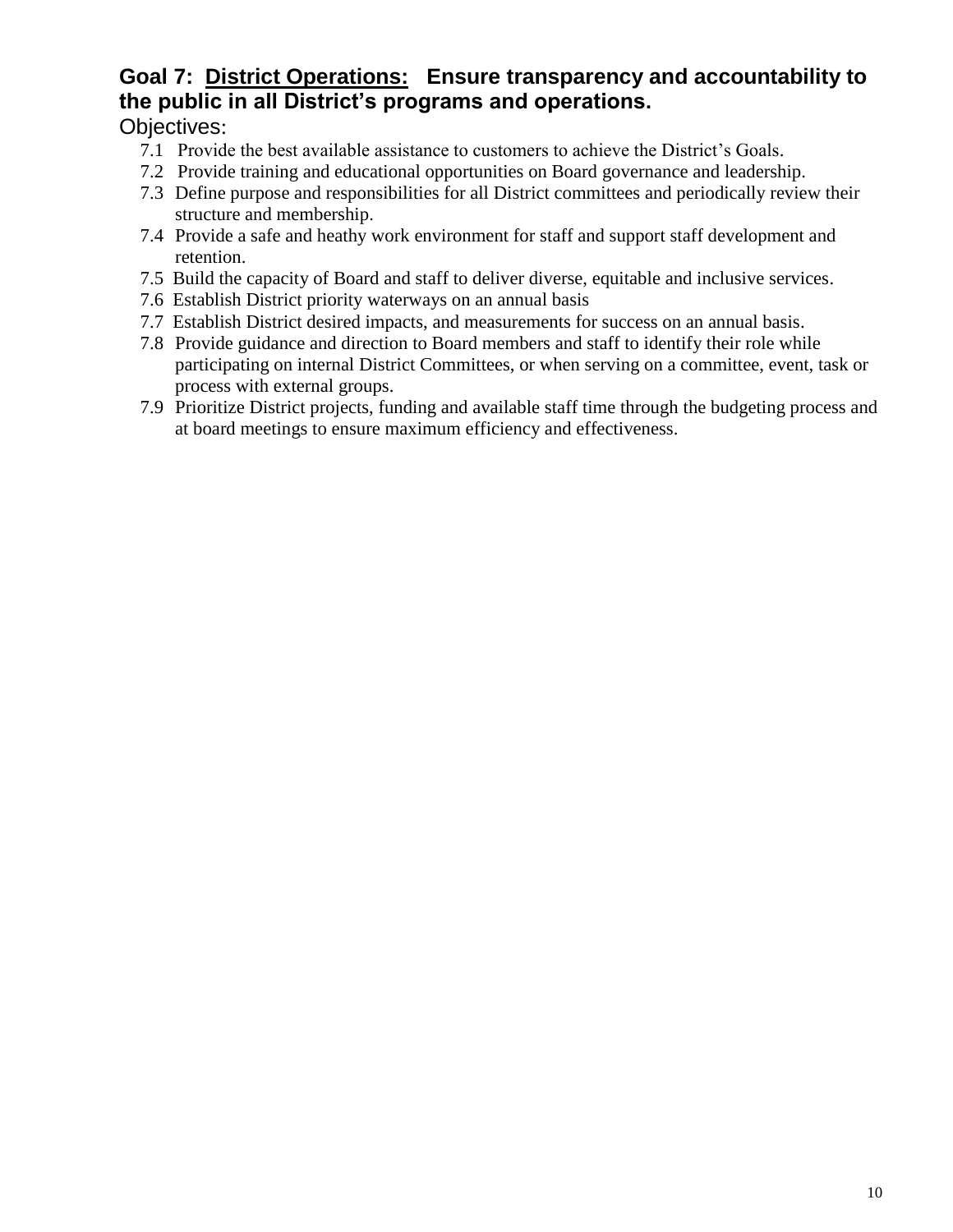## Goal 7: <u>District Operations:</u> Ensure transparency and accountability to the public in all District's programs and operations.

Objectives:

- 7.1 Provide the best available assistance to customers to achieve the District's Goals.
- 7.2 Provide training and educational opportunities on Board governance and leadership.
- 7.3 Define purpose and responsibilities for all District committees and periodically review their structure and membership.
- 7.4 Provide a safe and heathy work environment for staff and support staff development and retention.
- 7.5 Build the capacity of Board and staff to deliver diverse, equitable and inclusive services.
- 7.6 Establish District priority waterways on an annual basis
- 7.7 Establish District desired impacts, and measurements for success on an annual basis.
- 7.8 Provide guidance and direction to Board members and staff to identify their role while participating on internal District Committees, or when serving on a committee, event, task or process with external groups.
- 7.9 Prioritize District projects, funding and available staff time through the budgeting process and at board meetings to ensure maximum efficiency and effectiveness.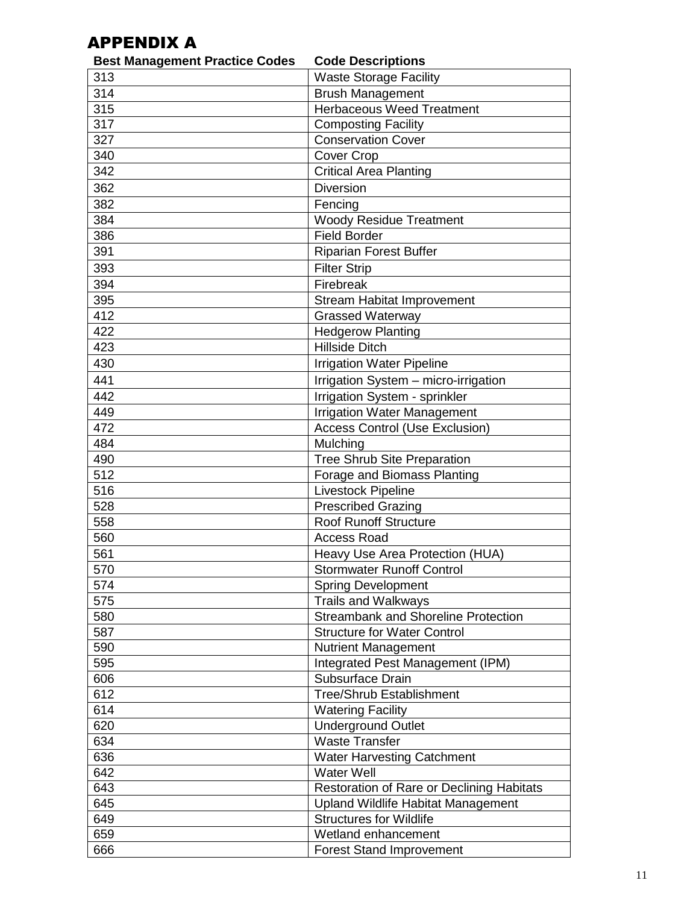# APPENDIX A

| Best Management Practice Codes | Code Descriptions |
|---|---|
| 313 | Waste Storage Facility |
| 314 | Brush Management |
| 315 | Herbaceous Weed Treatment |
| 317 | Composting Facility |
| 327 | Conservation Cover |
| 340 | Cover Crop |
| 342 | Critical Area Planting |
| 362 | Diversion |
| 382 | Fencing |
| 384 | Woody Residue Treatment |
| 386 | Field Border |
| 391 | Riparian Forest Buffer |
| 393 | Filter Strip |
| 394 | Firebreak |
| 395 | Stream Habitat Improvement |
| 412 | Grassed Waterway |
| 422 | Hedgerow Planting |
| 423 | Hillside Ditch |
| 430 | Irrigation Water Pipeline |
| 441 | Irrigation System – micro-irrigation |
| 442 | Irrigation System - sprinkler |
| 449 | Irrigation Water Management |
| 472 | Access Control (Use Exclusion) |
| 484 | Mulching |
| 490 | Tree Shrub Site Preparation |
| 512 | Forage and Biomass Planting |
| 516 | Livestock Pipeline |
| 528 | Prescribed Grazing |
| 558 | Roof Runoff Structure |
| 560 | Access Road |
| 561 | Heavy Use Area Protection (HUA) |
| 570 | Stormwater Runoff Control |
| 574 | Spring Development |
| 575 | Trails and Walkways |
| 580 | Streambank and Shoreline Protection |
| 587 | Structure for Water Control |
| 590 | Nutrient Management |
| 595 | Integrated Pest Management (IPM) |
| 606 | Subsurface Drain |
| 612 | Tree/Shrub Establishment |
| 614 | Watering Facility |
| 620 | Underground Outlet |
| 634 | Waste Transfer |
| 636 | Water Harvesting Catchment |
| 642 | Water Well |
| 643 | Restoration of Rare or Declining Habitats |
| 645 | Upland Wildlife Habitat Management |
| 649 | Structures for Wildlife |
| 659 | Wetland enhancement |
| 666 | Forest Stand Improvement |